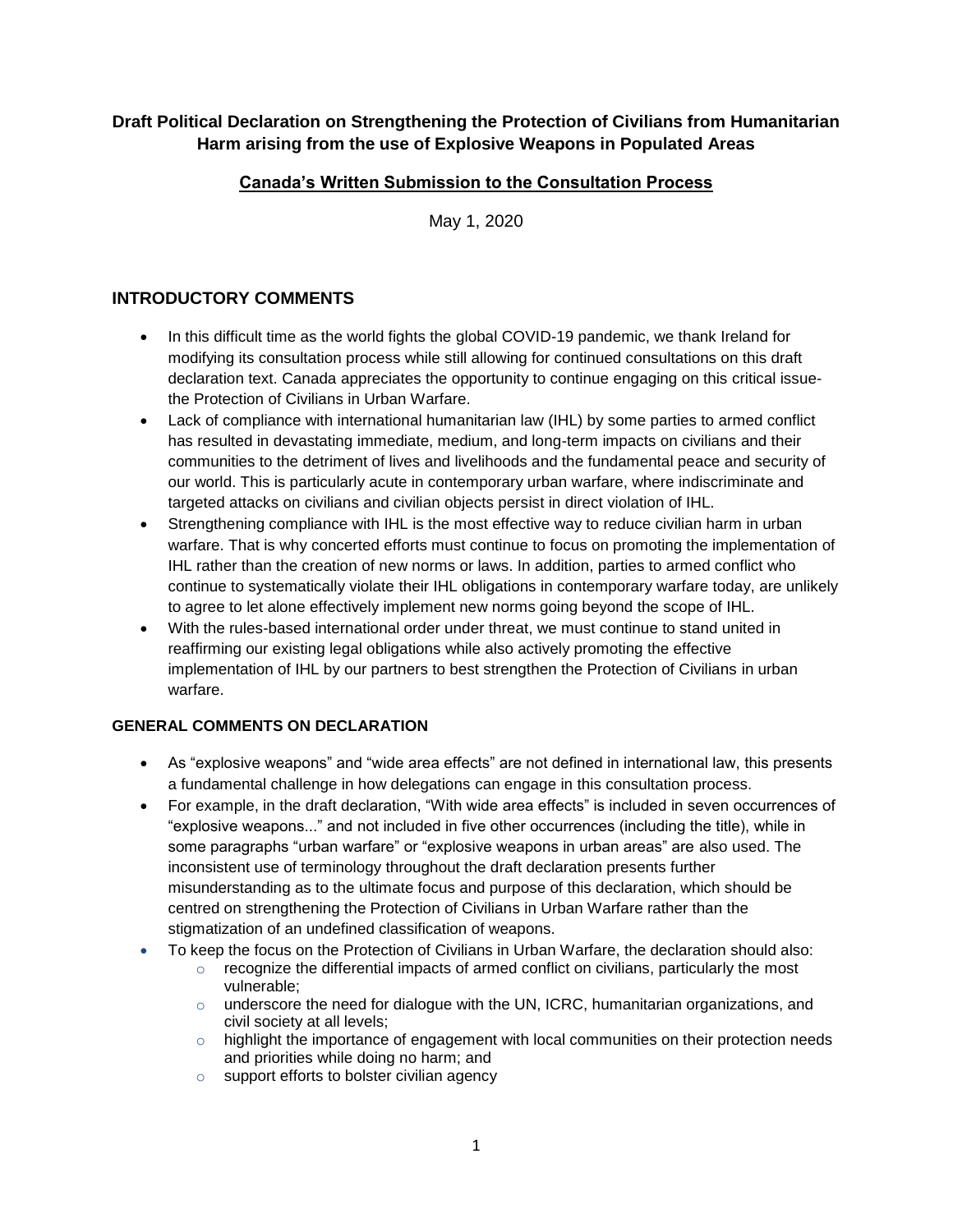# Draft Political Declaration on Strengthening the Protection of Civilians from Humanitarian Harm arising from the use of Explosive Weapons in Populated Areas

## Canada's Written Submission to the Consultation Process

May 1, 2020

## INTRODUCTORY COMMENTS

- In this difficult time as the world fights the global COVID-19 pandemic, we thank Ireland for modifying its consultation process while still allowing for continued consultations on this draft declaration text. Canada appreciates the opportunity to continue engaging on this critical issue- the Protection of Civilians in Urban Warfare.
- Lack of compliance with international humanitarian law (IHL) by some parties to armed conflict has resulted in devastating immediate, medium, and long-term impacts on civilians and their communities to the detriment of lives and livelihoods and the fundamental peace and security of our world. This is particularly acute in contemporary urban warfare, where indiscriminate and targeted attacks on civilians and civilian objects persist in direct violation of IHL.
- Strengthening compliance with IHL is the most effective way to reduce civilian harm in urban warfare. That is why concerted efforts must continue to focus on promoting the implementation of IHL rather than the creation of new norms or laws. In addition, parties to armed conflict who continue to systematically violate their IHL obligations in contemporary warfare today, are unlikely to agree to let alone effectively implement new norms going beyond the scope of IHL.
- With the rules-based international order under threat, we must continue to stand united in reaffirming our existing legal obligations while also actively promoting the effective implementation of IHL by our partners to best strengthen the Protection of Civilians in urban warfare.

### GENERAL COMMENTS ON DECLARATION

- As "explosive weapons" and "wide area effects" are not defined in international law, this presents a fundamental challenge in how delegations can engage in this consultation process.
- For example, in the draft declaration, "With wide area effects" is included in seven occurrences of "explosive weapons..." and not included in five other occurrences (including the title), while in some paragraphs "urban warfare" or "explosive weapons in urban areas" are also used. The inconsistent use of terminology throughout the draft declaration presents further misunderstanding as to the ultimate focus and purpose of this declaration, which should be centred on strengthening the Protection of Civilians in Urban Warfare rather than the stigmatization of an undefined classification of weapons.
- To keep the focus on the Protection of Civilians in Urban Warfare, the declaration should also:
  - recognize the differential impacts of armed conflict on civilians, particularly the most vulnerable;
  - underscore the need for dialogue with the UN, ICRC, humanitarian organizations, and civil society at all levels;
  - highlight the importance of engagement with local communities on their protection needs and priorities while doing no harm; and
  - support efforts to bolster civilian agency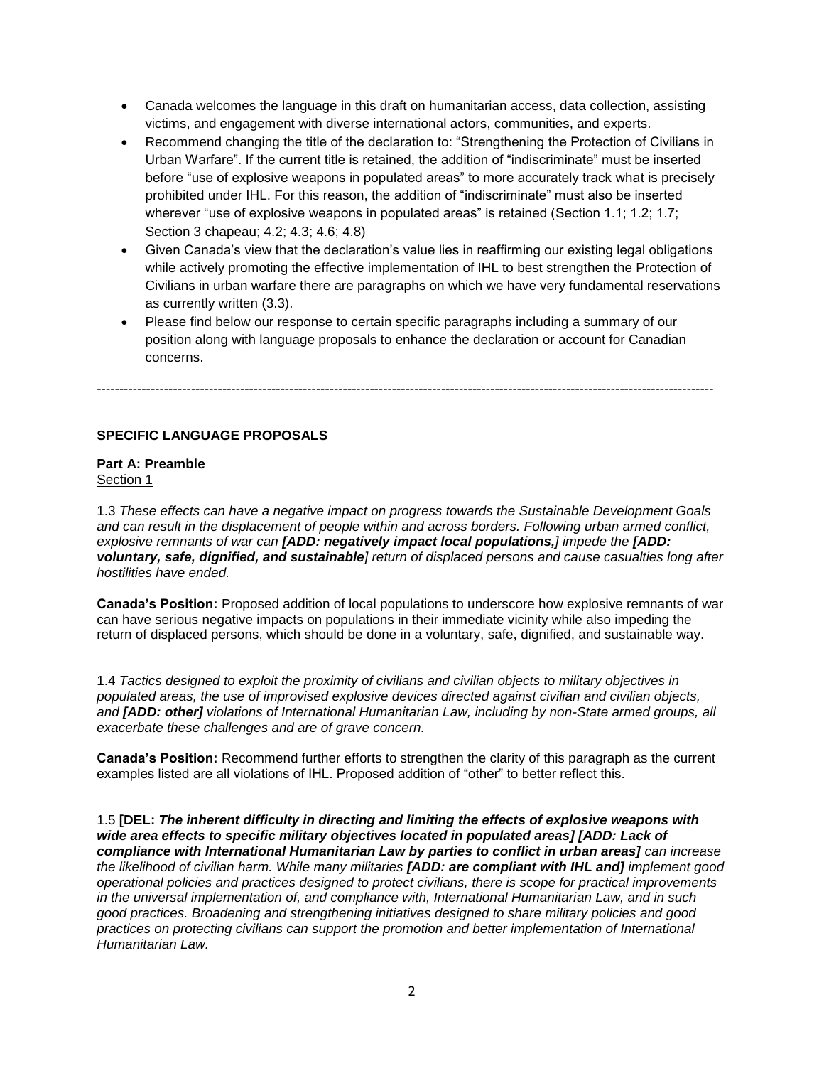- Canada welcomes the language in this draft on humanitarian access, data collection, assisting victims, and engagement with diverse international actors, communities, and experts.
- Recommend changing the title of the declaration to: "Strengthening the Protection of Civilians in Urban Warfare". If the current title is retained, the addition of "indiscriminate" must be inserted before "use of explosive weapons in populated areas" to more accurately track what is precisely prohibited under IHL. For this reason, the addition of "indiscriminate" must also be inserted wherever "use of explosive weapons in populated areas" is retained (Section 1.1; 1.2; 1.7; Section 3 chapeau; 4.2; 4.3; 4.6; 4.8)
- Given Canada's view that the declaration's value lies in reaffirming our existing legal obligations while actively promoting the effective implementation of IHL to best strengthen the Protection of Civilians in urban warfare there are paragraphs on which we have very fundamental reservations as currently written (3.3).
- Please find below our response to certain specific paragraphs including a summary of our position along with language proposals to enhance the declaration or account for Canadian concerns.

---

## SPECIFIC LANGUAGE PROPOSALS

### Part A: Preamble

Section 1

1.3 *These effects can have a negative impact on progress towards the Sustainable Development Goals and can result in the displacement of people within and across borders. Following urban armed conflict, explosive remnants of war can **[ADD: negatively impact local populations,]** impede the **[ADD: voluntary, safe, dignified, and sustainable]** return of displaced persons and cause casualties long after hostilities have ended.*

**Canada's Position:** Proposed addition of local populations to underscore how explosive remnants of war can have serious negative impacts on populations in their immediate vicinity while also impeding the return of displaced persons, which should be done in a voluntary, safe, dignified, and sustainable way.

1.4 *Tactics designed to exploit the proximity of civilians and civilian objects to military objectives in populated areas, the use of improvised explosive devices directed against civilian and civilian objects, and **[ADD: other]** violations of International Humanitarian Law, including by non-State armed groups, all exacerbate these challenges and are of grave concern.*

**Canada's Position:** Recommend further efforts to strengthen the clarity of this paragraph as the current examples listed are all violations of IHL. Proposed addition of "other" to better reflect this.

1.5 **[DEL: *The inherent difficulty in directing and limiting the effects of explosive weapons with wide area effects to specific military objectives located in populated areas*] *[ADD: Lack of compliance with International Humanitarian Law by parties to conflict in urban areas]*** *can increase the likelihood of civilian harm. While many militaries **[ADD: are compliant with IHL and]** implement good operational policies and practices designed to protect civilians, there is scope for practical improvements in the universal implementation of, and compliance with, International Humanitarian Law, and in such good practices. Broadening and strengthening initiatives designed to share military policies and good practices on protecting civilians can support the promotion and better implementation of International Humanitarian Law.*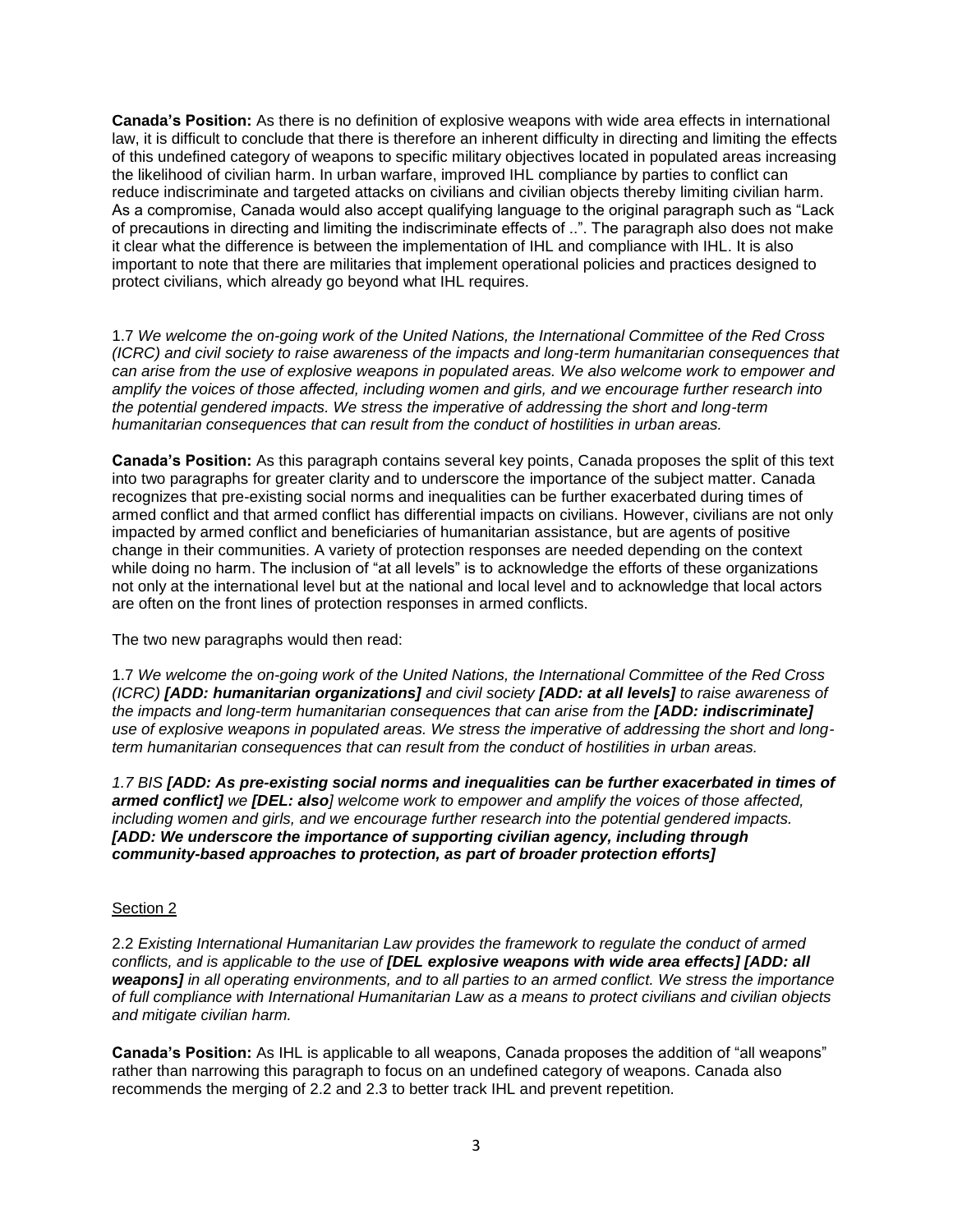**Canada's Position:** As there is no definition of explosive weapons with wide area effects in international law, it is difficult to conclude that there is therefore an inherent difficulty in directing and limiting the effects of this undefined category of weapons to specific military objectives located in populated areas increasing the likelihood of civilian harm. In urban warfare, improved IHL compliance by parties to conflict can reduce indiscriminate and targeted attacks on civilians and civilian objects thereby limiting civilian harm. As a compromise, Canada would also accept qualifying language to the original paragraph such as "Lack of precautions in directing and limiting the indiscriminate effects of ..". The paragraph also does not make it clear what the difference is between the implementation of IHL and compliance with IHL. It is also important to note that there are militaries that implement operational policies and practices designed to protect civilians, which already go beyond what IHL requires.

1.7 *We welcome the on-going work of the United Nations, the International Committee of the Red Cross (ICRC) and civil society to raise awareness of the impacts and long-term humanitarian consequences that can arise from the use of explosive weapons in populated areas. We also welcome work to empower and amplify the voices of those affected, including women and girls, and we encourage further research into the potential gendered impacts. We stress the imperative of addressing the short and long-term humanitarian consequences that can result from the conduct of hostilities in urban areas.*

**Canada's Position:** As this paragraph contains several key points, Canada proposes the split of this text into two paragraphs for greater clarity and to underscore the importance of the subject matter. Canada recognizes that pre-existing social norms and inequalities can be further exacerbated during times of armed conflict and that armed conflict has differential impacts on civilians. However, civilians are not only impacted by armed conflict and beneficiaries of humanitarian assistance, but are agents of positive change in their communities. A variety of protection responses are needed depending on the context while doing no harm. The inclusion of "at all levels" is to acknowledge the efforts of these organizations not only at the international level but at the national and local level and to acknowledge that local actors are often on the front lines of protection responses in armed conflicts.

The two new paragraphs would then read:

1.7 *We welcome the on-going work of the United Nations, the International Committee of the Red Cross (ICRC)* ***[ADD: humanitarian organizations]*** *and civil society* ***[ADD: at all levels]*** *to raise awareness of the impacts and long-term humanitarian consequences that can arise from the* ***[ADD: indiscriminate]*** *use of explosive weapons in populated areas. We stress the imperative of addressing the short and long-term humanitarian consequences that can result from the conduct of hostilities in urban areas.*

*1.7 BIS* ***[ADD: As pre-existing social norms and inequalities can be further exacerbated in times of armed conflict]*** *we* ***[DEL: also]*** *welcome work to empower and amplify the voices of those affected, including women and girls, and we encourage further research into the potential gendered impacts.* ***[ADD: We underscore the importance of supporting civilian agency, including through community-based approaches to protection, as part of broader protection efforts]***

Section 2

2.2 *Existing International Humanitarian Law provides the framework to regulate the conduct of armed conflicts, and is applicable to the use of* ***[DEL explosive weapons with wide area effects] [ADD: all weapons]*** *in all operating environments, and to all parties to an armed conflict. We stress the importance of full compliance with International Humanitarian Law as a means to protect civilians and civilian objects and mitigate civilian harm.*

**Canada's Position:** As IHL is applicable to all weapons, Canada proposes the addition of "all weapons" rather than narrowing this paragraph to focus on an undefined category of weapons. Canada also recommends the merging of 2.2 and 2.3 to better track IHL and prevent repetition.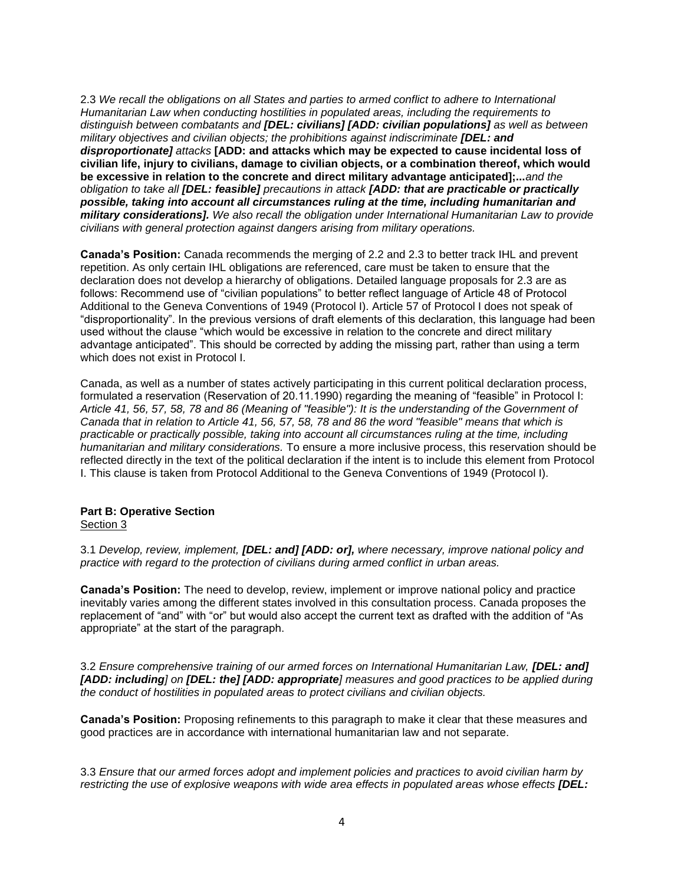2.3 *We recall the obligations on all States and parties to armed conflict to adhere to International Humanitarian Law when conducting hostilities in populated areas, including the requirements to distinguish between combatants and **[DEL: civilians] [ADD: civilian populations]** as well as between military objectives and civilian objects; the prohibitions against indiscriminate **[DEL: and disproportionate]** attacks* **[ADD: and attacks which may be expected to cause incidental loss of civilian life, injury to civilians, damage to civilian objects, or a combination thereof, which would be excessive in relation to the concrete and direct military advantage anticipated];...***and the obligation to take all **[DEL: feasible]** precautions in attack **[ADD: that are practicable or practically possible, taking into account all circumstances ruling at the time, including humanitarian and military considerations].** We also recall the obligation under International Humanitarian Law to provide civilians with general protection against dangers arising from military operations.*

**Canada's Position:** Canada recommends the merging of 2.2 and 2.3 to better track IHL and prevent repetition. As only certain IHL obligations are referenced, care must be taken to ensure that the declaration does not develop a hierarchy of obligations. Detailed language proposals for 2.3 are as follows: Recommend use of "civilian populations" to better reflect language of Article 48 of Protocol Additional to the Geneva Conventions of 1949 (Protocol I). Article 57 of Protocol I does not speak of "disproportionality". In the previous versions of draft elements of this declaration, this language had been used without the clause "which would be excessive in relation to the concrete and direct military advantage anticipated". This should be corrected by adding the missing part, rather than using a term which does not exist in Protocol I.

Canada, as well as a number of states actively participating in this current political declaration process, formulated a reservation (Reservation of 20.11.1990) regarding the meaning of "feasible" in Protocol I: *Article 41, 56, 57, 58, 78 and 86 (Meaning of "feasible"): It is the understanding of the Government of Canada that in relation to Article 41, 56, 57, 58, 78 and 86 the word "feasible" means that which is practicable or practically possible, taking into account all circumstances ruling at the time, including humanitarian and military considerations.* To ensure a more inclusive process, this reservation should be reflected directly in the text of the political declaration if the intent is to include this element from Protocol I. This clause is taken from Protocol Additional to the Geneva Conventions of 1949 (Protocol I).

## Part B: Operative Section

Section 3

3.1 *Develop, review, implement, **[DEL: and] [ADD: or],** where necessary, improve national policy and practice with regard to the protection of civilians during armed conflict in urban areas.*

**Canada's Position:** The need to develop, review, implement or improve national policy and practice inevitably varies among the different states involved in this consultation process. Canada proposes the replacement of "and" with "or" but would also accept the current text as drafted with the addition of "As appropriate" at the start of the paragraph.

3.2 *Ensure comprehensive training of our armed forces on International Humanitarian Law, **[DEL: and] [ADD: including]** on **[DEL: the] [ADD: appropriate]** measures and good practices to be applied during the conduct of hostilities in populated areas to protect civilians and civilian objects.*

**Canada's Position:** Proposing refinements to this paragraph to make it clear that these measures and good practices are in accordance with international humanitarian law and not separate.

3.3 *Ensure that our armed forces adopt and implement policies and practices to avoid civilian harm by restricting the use of explosive weapons with wide area effects in populated areas whose effects **[DEL:***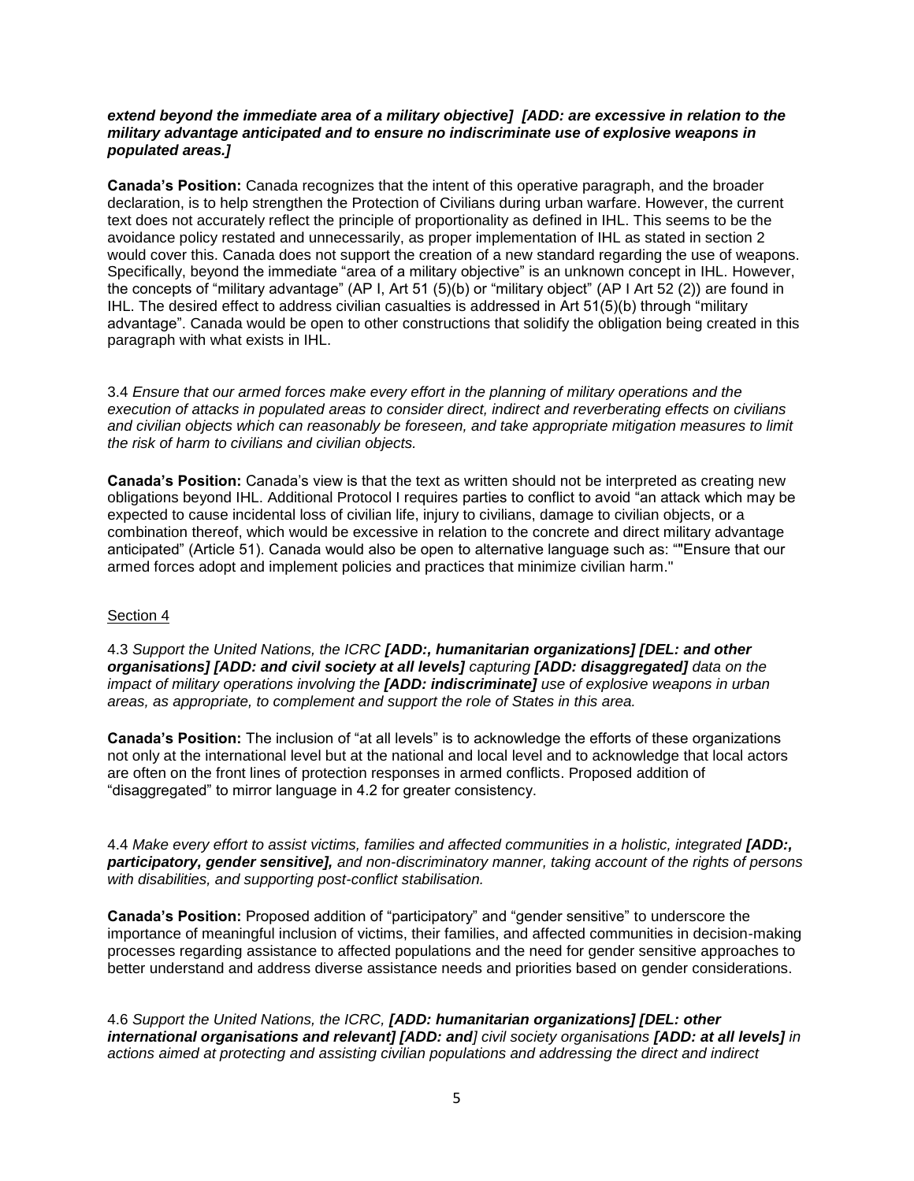***extend beyond the immediate area of a military objective] [ADD: are excessive in relation to the military advantage anticipated and to ensure no indiscriminate use of explosive weapons in populated areas.]***

**Canada's Position:** Canada recognizes that the intent of this operative paragraph, and the broader declaration, is to help strengthen the Protection of Civilians during urban warfare. However, the current text does not accurately reflect the principle of proportionality as defined in IHL. This seems to be the avoidance policy restated and unnecessarily, as proper implementation of IHL as stated in section 2 would cover this. Canada does not support the creation of a new standard regarding the use of weapons. Specifically, beyond the immediate "area of a military objective" is an unknown concept in IHL. However, the concepts of "military advantage" (AP I, Art 51 (5)(b) or "military object" (AP I Art 52 (2)) are found in IHL. The desired effect to address civilian casualties is addressed in Art 51(5)(b) through "military advantage". Canada would be open to other constructions that solidify the obligation being created in this paragraph with what exists in IHL.

3.4 *Ensure that our armed forces make every effort in the planning of military operations and the execution of attacks in populated areas to consider direct, indirect and reverberating effects on civilians and civilian objects which can reasonably be foreseen, and take appropriate mitigation measures to limit the risk of harm to civilians and civilian objects.*

**Canada's Position:** Canada's view is that the text as written should not be interpreted as creating new obligations beyond IHL. Additional Protocol I requires parties to conflict to avoid "an attack which may be expected to cause incidental loss of civilian life, injury to civilians, damage to civilian objects, or a combination thereof, which would be excessive in relation to the concrete and direct military advantage anticipated" (Article 51). Canada would also be open to alternative language such as: ""Ensure that our armed forces adopt and implement policies and practices that minimize civilian harm."

Section 4

4.3 *Support the United Nations, the ICRC **[ADD:, humanitarian organizations] [DEL: and other organisations] [ADD: and civil society at all levels]** capturing **[ADD: disaggregated]** data on the impact of military operations involving the **[ADD: indiscriminate]** use of explosive weapons in urban areas, as appropriate, to complement and support the role of States in this area.*

**Canada's Position:** The inclusion of "at all levels" is to acknowledge the efforts of these organizations not only at the international level but at the national and local level and to acknowledge that local actors are often on the front lines of protection responses in armed conflicts. Proposed addition of "disaggregated" to mirror language in 4.2 for greater consistency.

4.4 *Make every effort to assist victims, families and affected communities in a holistic, integrated **[ADD:, participatory, gender sensitive],** and non-discriminatory manner, taking account of the rights of persons with disabilities, and supporting post-conflict stabilisation.*

**Canada's Position:** Proposed addition of "participatory" and "gender sensitive" to underscore the importance of meaningful inclusion of victims, their families, and affected communities in decision-making processes regarding assistance to affected populations and the need for gender sensitive approaches to better understand and address diverse assistance needs and priorities based on gender considerations.

4.6 *Support the United Nations, the ICRC, **[ADD: humanitarian organizations] [DEL: other international organisations and relevant] [ADD: and]** civil society organisations **[ADD: at all levels]** in actions aimed at protecting and assisting civilian populations and addressing the direct and indirect*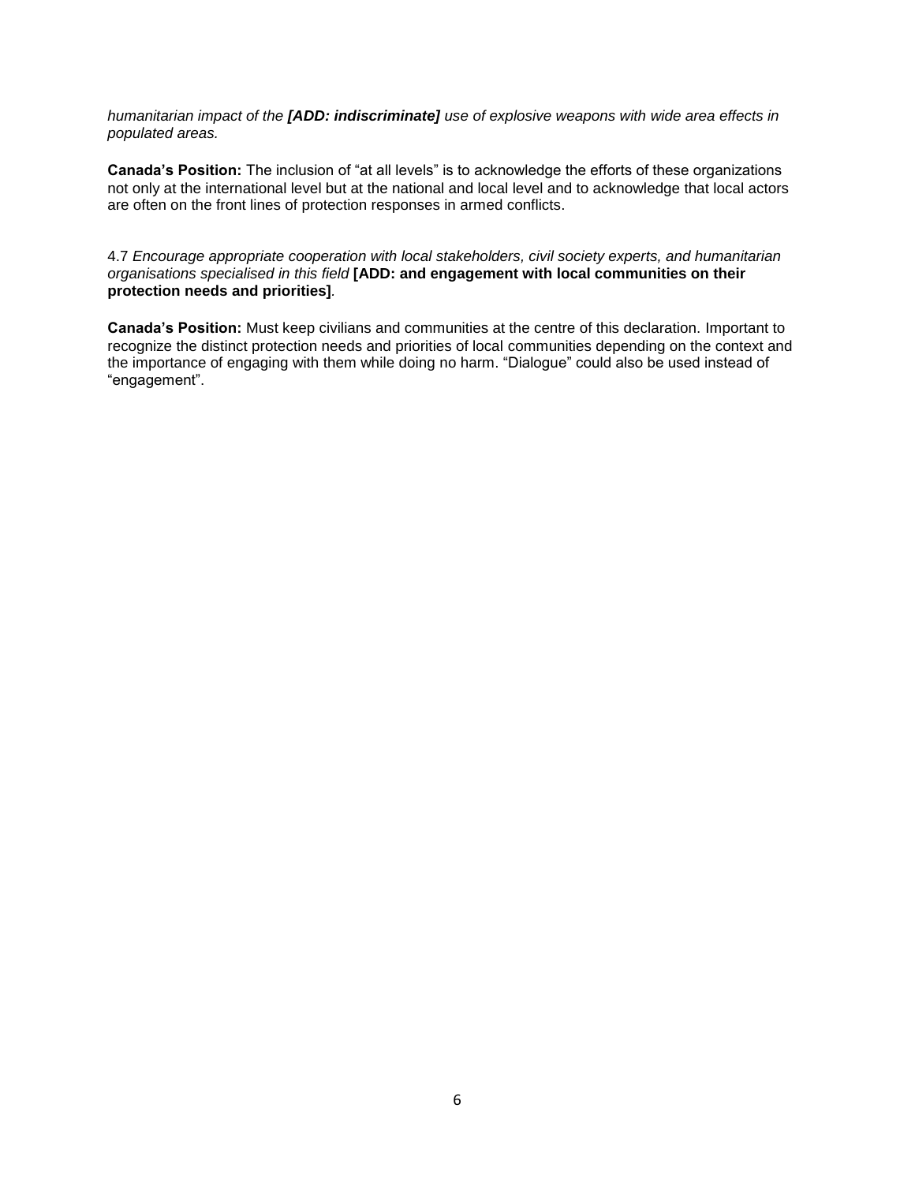*humanitarian impact of the **[ADD: indiscriminate]** use of explosive weapons with wide area effects in populated areas.*

**Canada's Position:** The inclusion of "at all levels" is to acknowledge the efforts of these organizations not only at the international level but at the national and local level and to acknowledge that local actors are often on the front lines of protection responses in armed conflicts.

4.7 *Encourage appropriate cooperation with local stakeholders, civil society experts, and humanitarian organisations specialised in this field* **[ADD: and engagement with local communities on their protection needs and priorities]**.

**Canada's Position:** Must keep civilians and communities at the centre of this declaration. Important to recognize the distinct protection needs and priorities of local communities depending on the context and the importance of engaging with them while doing no harm. "Dialogue" could also be used instead of "engagement".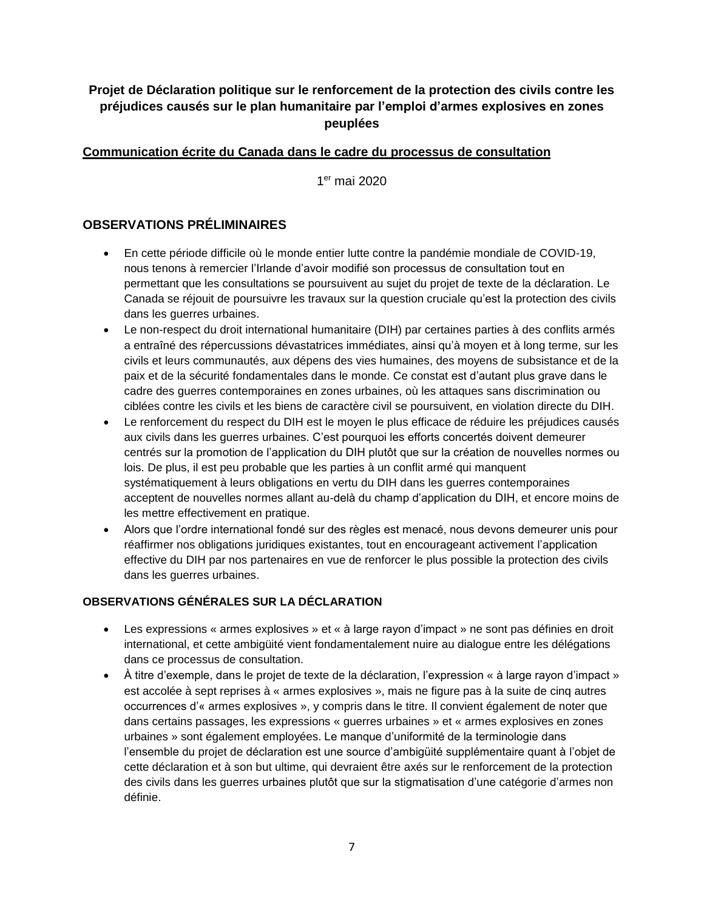**Projet de Déclaration politique sur le renforcement de la protection des civils contre les préjudices causés sur le plan humanitaire par l'emploi d'armes explosives en zones peuplées**

**Communication écrite du Canada dans le cadre du processus de consultation**

1er mai 2020

## OBSERVATIONS PRÉLIMINAIRES

- En cette période difficile où le monde entier lutte contre la pandémie mondiale de COVID-19, nous tenons à remercier l'Irlande d'avoir modifié son processus de consultation tout en permettant que les consultations se poursuivent au sujet du projet de texte de la déclaration. Le Canada se réjouit de poursuivre les travaux sur la question cruciale qu'est la protection des civils dans les guerres urbaines.
- Le non-respect du droit international humanitaire (DIH) par certaines parties à des conflits armés a entraîné des répercussions dévastatrices immédiates, ainsi qu'à moyen et à long terme, sur les civils et leurs communautés, aux dépens des vies humaines, des moyens de subsistance et de la paix et de la sécurité fondamentales dans le monde. Ce constat est d'autant plus grave dans le cadre des guerres contemporaines en zones urbaines, où les attaques sans discrimination ou ciblées contre les civils et les biens de caractère civil se poursuivent, en violation directe du DIH.
- Le renforcement du respect du DIH est le moyen le plus efficace de réduire les préjudices causés aux civils dans les guerres urbaines. C'est pourquoi les efforts concertés doivent demeurer centrés sur la promotion de l'application du DIH plutôt que sur la création de nouvelles normes ou lois. De plus, il est peu probable que les parties à un conflit armé qui manquent systématiquement à leurs obligations en vertu du DIH dans les guerres contemporaines acceptent de nouvelles normes allant au-delà du champ d'application du DIH, et encore moins de les mettre effectivement en pratique.
- Alors que l'ordre international fondé sur des règles est menacé, nous devons demeurer unis pour réaffirmer nos obligations juridiques existantes, tout en encourageant activement l'application effective du DIH par nos partenaires en vue de renforcer le plus possible la protection des civils dans les guerres urbaines.

### OBSERVATIONS GÉNÉRALES SUR LA DÉCLARATION

- Les expressions « armes explosives » et « à large rayon d'impact » ne sont pas définies en droit international, et cette ambigüité vient fondamentalement nuire au dialogue entre les délégations dans ce processus de consultation.
- À titre d'exemple, dans le projet de texte de la déclaration, l'expression « à large rayon d'impact » est accolée à sept reprises à « armes explosives », mais ne figure pas à la suite de cinq autres occurrences d'« armes explosives », y compris dans le titre. Il convient également de noter que dans certains passages, les expressions « guerres urbaines » et « armes explosives en zones urbaines » sont également employées. Le manque d'uniformité de la terminologie dans l'ensemble du projet de déclaration est une source d'ambigüité supplémentaire quant à l'objet de cette déclaration et à son but ultime, qui devraient être axés sur le renforcement de la protection des civils dans les guerres urbaines plutôt que sur la stigmatisation d'une catégorie d'armes non définie.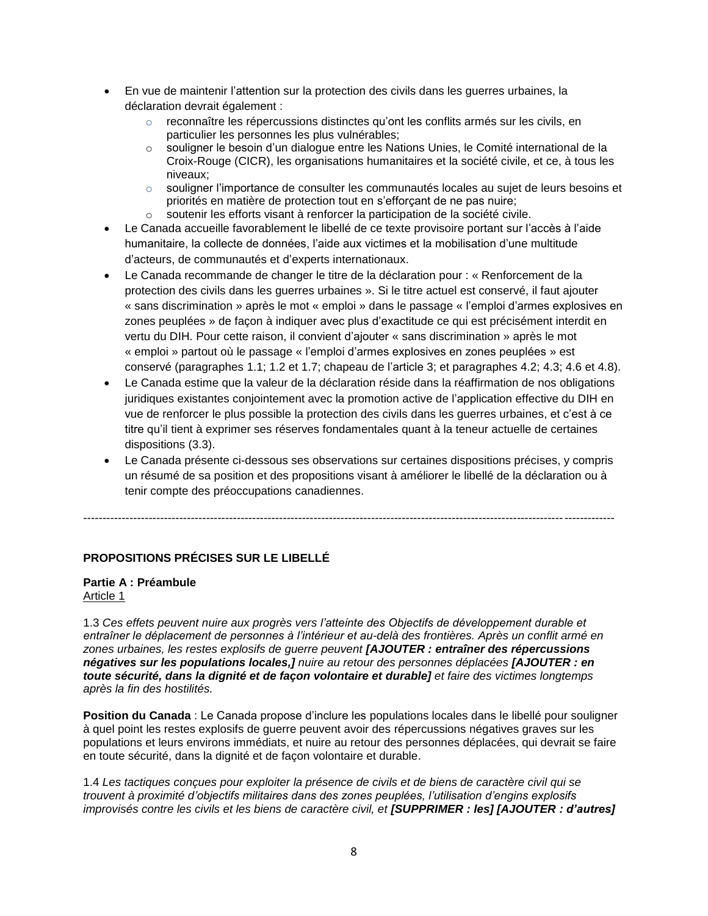- En vue de maintenir l'attention sur la protection des civils dans les guerres urbaines, la déclaration devrait également :
  - reconnaître les répercussions distinctes qu'ont les conflits armés sur les civils, en particulier les personnes les plus vulnérables;
  - souligner le besoin d'un dialogue entre les Nations Unies, le Comité international de la Croix-Rouge (CICR), les organisations humanitaires et la société civile, et ce, à tous les niveaux;
  - souligner l'importance de consulter les communautés locales au sujet de leurs besoins et priorités en matière de protection tout en s'efforçant de ne pas nuire;
  - soutenir les efforts visant à renforcer la participation de la société civile.
- Le Canada accueille favorablement le libellé de ce texte provisoire portant sur l'accès à l'aide humanitaire, la collecte de données, l'aide aux victimes et la mobilisation d'une multitude d'acteurs, de communautés et d'experts internationaux.
- Le Canada recommande de changer le titre de la déclaration pour : « Renforcement de la protection des civils dans les guerres urbaines ». Si le titre actuel est conservé, il faut ajouter « sans discrimination » après le mot « emploi » dans le passage « l'emploi d'armes explosives en zones peuplées » de façon à indiquer avec plus d'exactitude ce qui est précisément interdit en vertu du DIH. Pour cette raison, il convient d'ajouter « sans discrimination » après le mot « emploi » partout où le passage « l'emploi d'armes explosives en zones peuplées » est conservé (paragraphes 1.1; 1.2 et 1.7; chapeau de l'article 3; et paragraphes 4.2; 4.3; 4.6 et 4.8).
- Le Canada estime que la valeur de la déclaration réside dans la réaffirmation de nos obligations juridiques existantes conjointement avec la promotion active de l'application effective du DIH en vue de renforcer le plus possible la protection des civils dans les guerres urbaines, et c'est à ce titre qu'il tient à exprimer ses réserves fondamentales quant à la teneur actuelle de certaines dispositions (3.3).
- Le Canada présente ci-dessous ses observations sur certaines dispositions précises, y compris un résumé de sa position et des propositions visant à améliorer le libellé de la déclaration ou à tenir compte des préoccupations canadiennes.

---

**PROPOSITIONS PRÉCISES SUR LE LIBELLÉ**

**Partie A : Préambule**
Article 1

1.3 *Ces effets peuvent nuire aux progrès vers l'atteinte des Objectifs de développement durable et entraîner le déplacement de personnes à l'intérieur et au-delà des frontières. Après un conflit armé en zones urbaines, les restes explosifs de guerre peuvent* ***[AJOUTER : entraîner des répercussions négatives sur les populations locales,]*** *nuire au retour des personnes déplacées* ***[AJOUTER : en toute sécurité, dans la dignité et de façon volontaire et durable]*** *et faire des victimes longtemps après la fin des hostilités.*

**Position du Canada** : Le Canada propose d'inclure les populations locales dans le libellé pour souligner à quel point les restes explosifs de guerre peuvent avoir des répercussions négatives graves sur les populations et leurs environs immédiats, et nuire au retour des personnes déplacées, qui devrait se faire en toute sécurité, dans la dignité et de façon volontaire et durable.

1.4 *Les tactiques conçues pour exploiter la présence de civils et de biens de caractère civil qui se trouvent à proximité d'objectifs militaires dans des zones peuplées, l'utilisation d'engins explosifs improvisés contre les civils et les biens de caractère civil, et* ***[SUPPRIMER : les] [AJOUTER : d'autres]***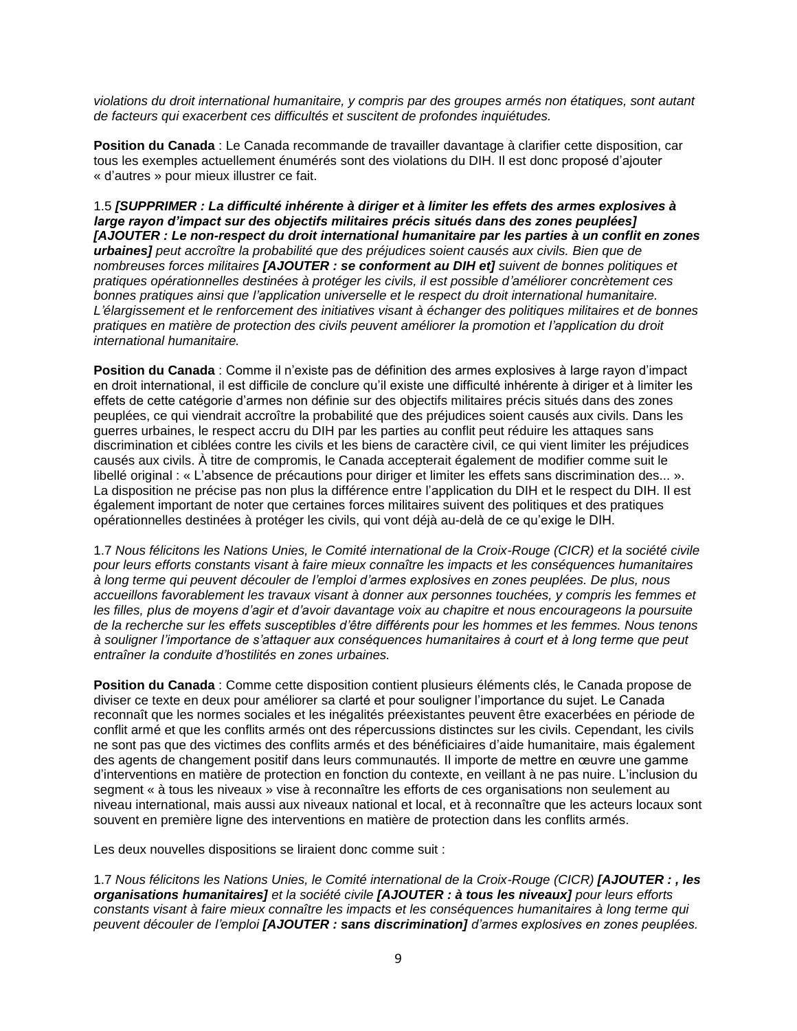*violations du droit international humanitaire, y compris par des groupes armés non étatiques, sont autant de facteurs qui exacerbent ces difficultés et suscitent de profondes inquiétudes.*

**Position du Canada** : Le Canada recommande de travailler davantage à clarifier cette disposition, car tous les exemples actuellement énumérés sont des violations du DIH. Il est donc proposé d'ajouter « d'autres » pour mieux illustrer ce fait.

1.5 ***[SUPPRIMER : La difficulté inhérente à diriger et à limiter les effets des armes explosives à large rayon d'impact sur des objectifs militaires précis situés dans des zones peuplées] [AJOUTER : Le non-respect du droit international humanitaire par les parties à un conflit en zones urbaines]*** *peut accroître la probabilité que des préjudices soient causés aux civils. Bien que de nombreuses forces militaires* ***[AJOUTER : se conforment au DIH et]*** *suivent de bonnes politiques et pratiques opérationnelles destinées à protéger les civils, il est possible d'améliorer concrètement ces bonnes pratiques ainsi que l'application universelle et le respect du droit international humanitaire. L'élargissement et le renforcement des initiatives visant à échanger des politiques militaires et de bonnes pratiques en matière de protection des civils peuvent améliorer la promotion et l'application du droit international humanitaire.*

**Position du Canada** : Comme il n'existe pas de définition des armes explosives à large rayon d'impact en droit international, il est difficile de conclure qu'il existe une difficulté inhérente à diriger et à limiter les effets de cette catégorie d'armes non définie sur des objectifs militaires précis situés dans des zones peuplées, ce qui viendrait accroître la probabilité que des préjudices soient causés aux civils. Dans les guerres urbaines, le respect accru du DIH par les parties au conflit peut réduire les attaques sans discrimination et ciblées contre les civils et les biens de caractère civil, ce qui vient limiter les préjudices causés aux civils. À titre de compromis, le Canada accepterait également de modifier comme suit le libellé original : « L'absence de précautions pour diriger et limiter les effets sans discrimination des... ». La disposition ne précise pas non plus la différence entre l'application du DIH et le respect du DIH. Il est également important de noter que certaines forces militaires suivent des politiques et des pratiques opérationnelles destinées à protéger les civils, qui vont déjà au-delà de ce qu'exige le DIH.

1.7 *Nous félicitons les Nations Unies, le Comité international de la Croix-Rouge (CICR) et la société civile pour leurs efforts constants visant à faire mieux connaître les impacts et les conséquences humanitaires à long terme qui peuvent découler de l'emploi d'armes explosives en zones peuplées. De plus, nous accueillons favorablement les travaux visant à donner aux personnes touchées, y compris les femmes et les filles, plus de moyens d'agir et d'avoir davantage voix au chapitre et nous encourageons la poursuite de la recherche sur les effets susceptibles d'être différents pour les hommes et les femmes. Nous tenons à souligner l'importance de s'attaquer aux conséquences humanitaires à court et à long terme que peut entraîner la conduite d'hostilités en zones urbaines.*

**Position du Canada** : Comme cette disposition contient plusieurs éléments clés, le Canada propose de diviser ce texte en deux pour améliorer sa clarté et pour souligner l'importance du sujet. Le Canada reconnaît que les normes sociales et les inégalités préexistantes peuvent être exacerbées en période de conflit armé et que les conflits armés ont des répercussions distinctes sur les civils. Cependant, les civils ne sont pas que des victimes des conflits armés et des bénéficiaires d'aide humanitaire, mais également des agents de changement positif dans leurs communautés. Il importe de mettre en œuvre une gamme d'interventions en matière de protection en fonction du contexte, en veillant à ne pas nuire. L'inclusion du segment « à tous les niveaux » vise à reconnaître les efforts de ces organisations non seulement au niveau international, mais aussi aux niveaux national et local, et à reconnaître que les acteurs locaux sont souvent en première ligne des interventions en matière de protection dans les conflits armés.

Les deux nouvelles dispositions se liraient donc comme suit :

1.7 *Nous félicitons les Nations Unies, le Comité international de la Croix-Rouge (CICR)* ***[AJOUTER : , les organisations humanitaires]*** *et la société civile* ***[AJOUTER : à tous les niveaux]*** *pour leurs efforts constants visant à faire mieux connaître les impacts et les conséquences humanitaires à long terme qui peuvent découler de l'emploi* ***[AJOUTER : sans discrimination]*** *d'armes explosives en zones peuplées.*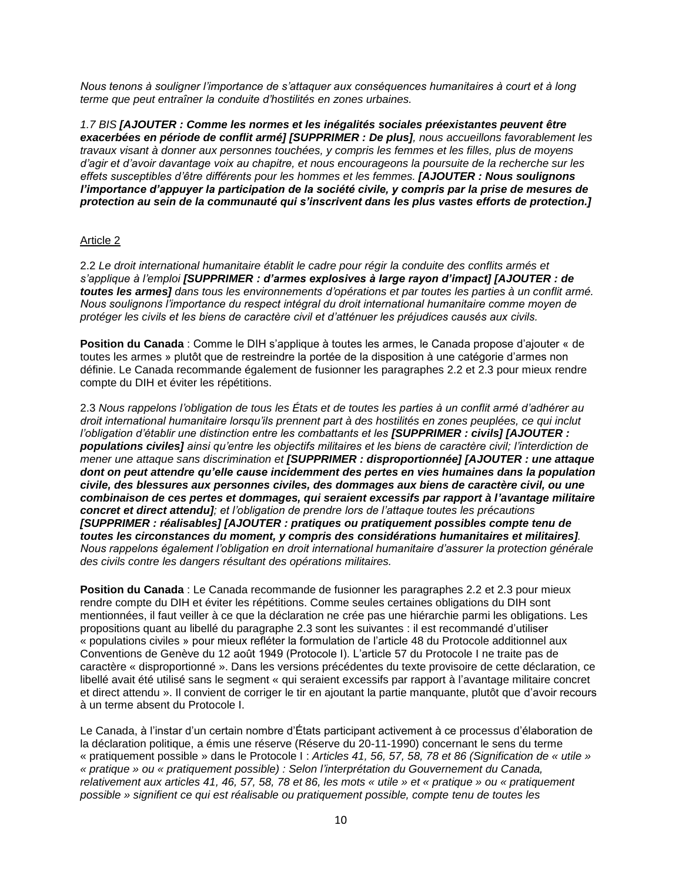*Nous tenons à souligner l'importance de s'attaquer aux conséquences humanitaires à court et à long terme que peut entraîner la conduite d'hostilités en zones urbaines.*

*1.7 BIS* ***[AJOUTER : Comme les normes et les inégalités sociales préexistantes peuvent être exacerbées en période de conflit armé] [SUPPRIMER : De plus]****, nous accueillons favorablement les travaux visant à donner aux personnes touchées, y compris les femmes et les filles, plus de moyens d'agir et d'avoir davantage voix au chapitre, et nous encourageons la poursuite de la recherche sur les effets susceptibles d'être différents pour les hommes et les femmes.* ***[AJOUTER : Nous soulignons l'importance d'appuyer la participation de la société civile, y compris par la prise de mesures de protection au sein de la communauté qui s'inscrivent dans les plus vastes efforts de protection.]***

Article 2

2.2 *Le droit international humanitaire établit le cadre pour régir la conduite des conflits armés et s'applique à l'emploi* ***[SUPPRIMER : d'armes explosives à large rayon d'impact] [AJOUTER : de toutes les armes]*** *dans tous les environnements d'opérations et par toutes les parties à un conflit armé. Nous soulignons l'importance du respect intégral du droit international humanitaire comme moyen de protéger les civils et les biens de caractère civil et d'atténuer les préjudices causés aux civils.*

**Position du Canada** : Comme le DIH s'applique à toutes les armes, le Canada propose d'ajouter « de toutes les armes » plutôt que de restreindre la portée de la disposition à une catégorie d'armes non définie. Le Canada recommande également de fusionner les paragraphes 2.2 et 2.3 pour mieux rendre compte du DIH et éviter les répétitions.

2.3 *Nous rappelons l'obligation de tous les États et de toutes les parties à un conflit armé d'adhérer au droit international humanitaire lorsqu'ils prennent part à des hostilités en zones peuplées, ce qui inclut l'obligation d'établir une distinction entre les combattants et les* ***[SUPPRIMER : civils] [AJOUTER : populations civiles]*** *ainsi qu'entre les objectifs militaires et les biens de caractère civil; l'interdiction de mener une attaque sans discrimination et* ***[SUPPRIMER : disproportionnée] [AJOUTER : une attaque dont on peut attendre qu'elle cause incidemment des pertes en vies humaines dans la population civile, des blessures aux personnes civiles, des dommages aux biens de caractère civil, ou une combinaison de ces pertes et dommages, qui seraient excessifs par rapport à l'avantage militaire concret et direct attendu]****; et l'obligation de prendre lors de l'attaque toutes les précautions* ***[SUPPRIMER : réalisables] [AJOUTER : pratiques ou pratiquement possibles compte tenu de toutes les circonstances du moment, y compris des considérations humanitaires et militaires]****. Nous rappelons également l'obligation en droit international humanitaire d'assurer la protection générale des civils contre les dangers résultant des opérations militaires.*

**Position du Canada** : Le Canada recommande de fusionner les paragraphes 2.2 et 2.3 pour mieux rendre compte du DIH et éviter les répétitions. Comme seules certaines obligations du DIH sont mentionnées, il faut veiller à ce que la déclaration ne crée pas une hiérarchie parmi les obligations. Les propositions quant au libellé du paragraphe 2.3 sont les suivantes : il est recommandé d'utiliser « populations civiles » pour mieux refléter la formulation de l'article 48 du Protocole additionnel aux Conventions de Genève du 12 août 1949 (Protocole I). L'article 57 du Protocole I ne traite pas de caractère « disproportionné ». Dans les versions précédentes du texte provisoire de cette déclaration, ce libellé avait été utilisé sans le segment « qui seraient excessifs par rapport à l'avantage militaire concret et direct attendu ». Il convient de corriger le tir en ajoutant la partie manquante, plutôt que d'avoir recours à un terme absent du Protocole I.

Le Canada, à l'instar d'un certain nombre d'États participant activement à ce processus d'élaboration de la déclaration politique, a émis une réserve (Réserve du 20-11-1990) concernant le sens du terme « pratiquement possible » dans le Protocole I : *Articles 41, 56, 57, 58, 78 et 86 (Signification de « utile » « pratique » ou « pratiquement possible) : Selon l'interprétation du Gouvernement du Canada, relativement aux articles 41, 46, 57, 58, 78 et 86, les mots « utile » et « pratique » ou « pratiquement possible » signifient ce qui est réalisable ou pratiquement possible, compte tenu de toutes les*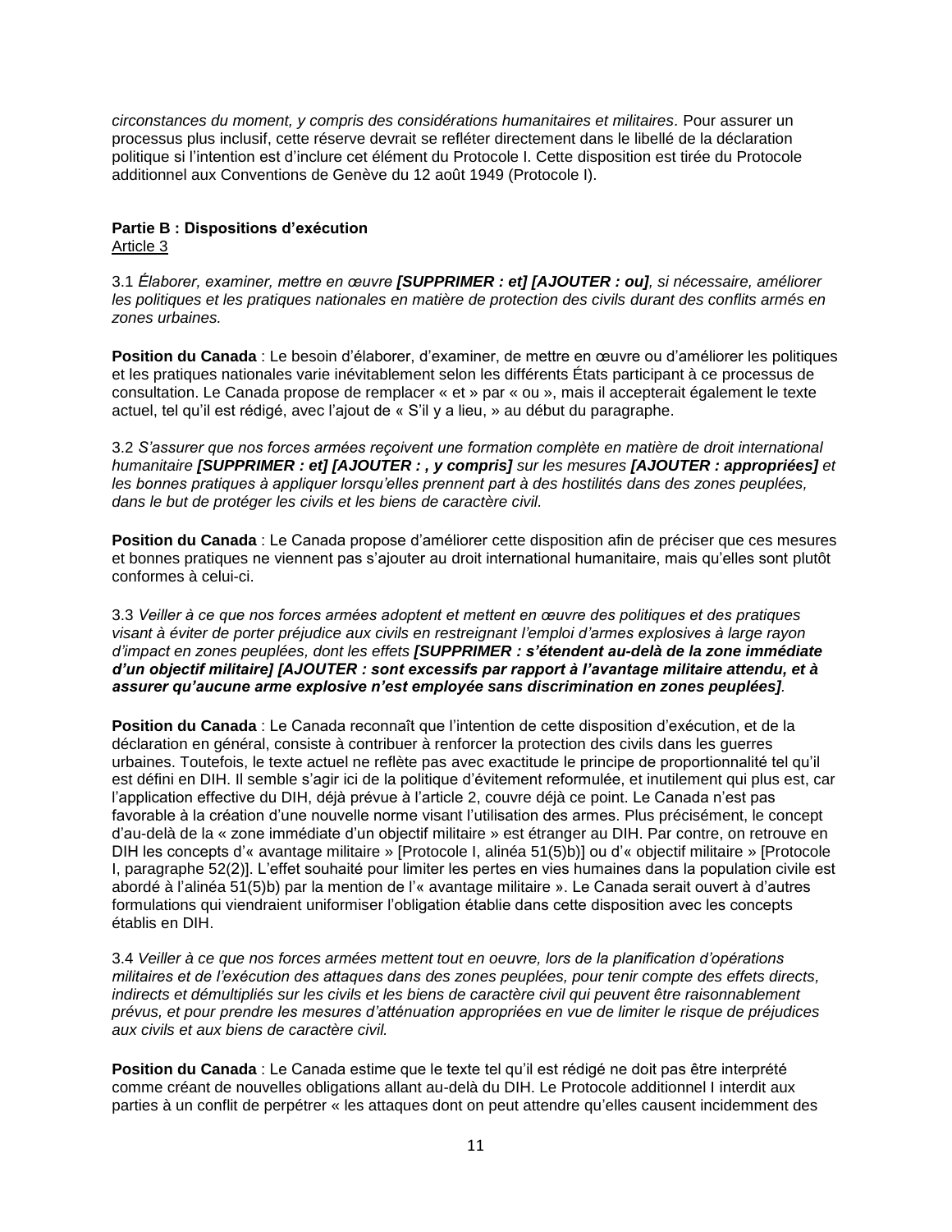*circonstances du moment, y compris des considérations humanitaires et militaires.* Pour assurer un processus plus inclusif, cette réserve devrait se refléter directement dans le libellé de la déclaration politique si l'intention est d'inclure cet élément du Protocole I. Cette disposition est tirée du Protocole additionnel aux Conventions de Genève du 12 août 1949 (Protocole I).

**Partie B : Dispositions d'exécution**
Article 3

3.1 *Élaborer, examiner, mettre en œuvre* ***[SUPPRIMER : et] [AJOUTER : ou]****, si nécessaire, améliorer les politiques et les pratiques nationales en matière de protection des civils durant des conflits armés en zones urbaines.*

**Position du Canada** : Le besoin d'élaborer, d'examiner, de mettre en œuvre ou d'améliorer les politiques et les pratiques nationales varie inévitablement selon les différents États participant à ce processus de consultation. Le Canada propose de remplacer « et » par « ou », mais il accepterait également le texte actuel, tel qu'il est rédigé, avec l'ajout de « S'il y a lieu, » au début du paragraphe.

3.2 *S'assurer que nos forces armées reçoivent une formation complète en matière de droit international humanitaire* ***[SUPPRIMER : et] [AJOUTER : , y compris]*** *sur les mesures* ***[AJOUTER : appropriées]*** *et les bonnes pratiques à appliquer lorsqu'elles prennent part à des hostilités dans des zones peuplées, dans le but de protéger les civils et les biens de caractère civil.*

**Position du Canada** : Le Canada propose d'améliorer cette disposition afin de préciser que ces mesures et bonnes pratiques ne viennent pas s'ajouter au droit international humanitaire, mais qu'elles sont plutôt conformes à celui-ci.

3.3 *Veiller à ce que nos forces armées adoptent et mettent en œuvre des politiques et des pratiques visant à éviter de porter préjudice aux civils en restreignant l'emploi d'armes explosives à large rayon d'impact en zones peuplées, dont les effets* ***[SUPPRIMER : s'étendent au-delà de la zone immédiate d'un objectif militaire] [AJOUTER : sont excessifs par rapport à l'avantage militaire attendu, et à assurer qu'aucune arme explosive n'est employée sans discrimination en zones peuplées]****.*

**Position du Canada** : Le Canada reconnaît que l'intention de cette disposition d'exécution, et de la déclaration en général, consiste à contribuer à renforcer la protection des civils dans les guerres urbaines. Toutefois, le texte actuel ne reflète pas avec exactitude le principe de proportionnalité tel qu'il est défini en DIH. Il semble s'agir ici de la politique d'évitement reformulée, et inutilement qui plus est, car l'application effective du DIH, déjà prévue à l'article 2, couvre déjà ce point. Le Canada n'est pas favorable à la création d'une nouvelle norme visant l'utilisation des armes. Plus précisément, le concept d'au-delà de la « zone immédiate d'un objectif militaire » est étranger au DIH. Par contre, on retrouve en DIH les concepts d'« avantage militaire » [Protocole I, alinéa 51(5)b)] ou d'« objectif militaire » [Protocole I, paragraphe 52(2)]. L'effet souhaité pour limiter les pertes en vies humaines dans la population civile est abordé à l'alinéa 51(5)b) par la mention de l'« avantage militaire ». Le Canada serait ouvert à d'autres formulations qui viendraient uniformiser l'obligation établie dans cette disposition avec les concepts établis en DIH.

3.4 *Veiller à ce que nos forces armées mettent tout en oeuvre, lors de la planification d'opérations militaires et de l'exécution des attaques dans des zones peuplées, pour tenir compte des effets directs, indirects et démultipliés sur les civils et les biens de caractère civil qui peuvent être raisonnablement prévus, et pour prendre les mesures d'atténuation appropriées en vue de limiter le risque de préjudices aux civils et aux biens de caractère civil.*

**Position du Canada** : Le Canada estime que le texte tel qu'il est rédigé ne doit pas être interprété comme créant de nouvelles obligations allant au-delà du DIH. Le Protocole additionnel I interdit aux parties à un conflit de perpétrer « les attaques dont on peut attendre qu'elles causent incidemment des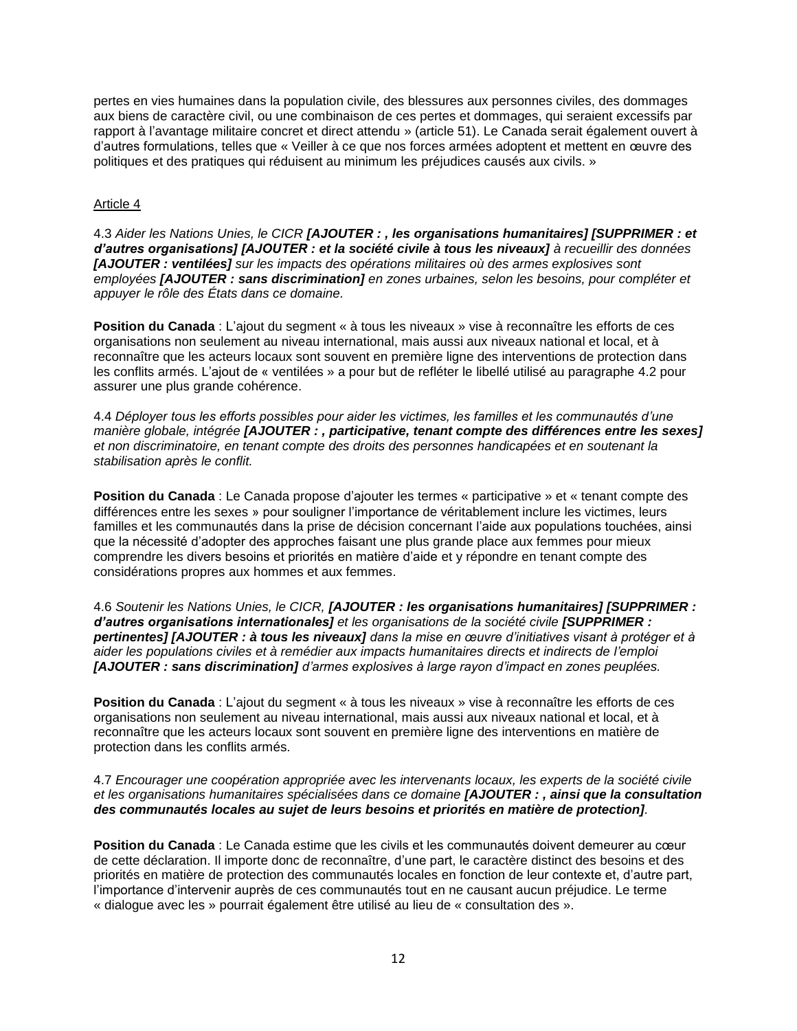pertes en vies humaines dans la population civile, des blessures aux personnes civiles, des dommages aux biens de caractère civil, ou une combinaison de ces pertes et dommages, qui seraient excessifs par rapport à l'avantage militaire concret et direct attendu » (article 51). Le Canada serait également ouvert à d'autres formulations, telles que « Veiller à ce que nos forces armées adoptent et mettent en œuvre des politiques et des pratiques qui réduisent au minimum les préjudices causés aux civils. »

Article 4

4.3 *Aider les Nations Unies, le CICR* ***[AJOUTER : , les organisations humanitaires] [SUPPRIMER : et d'autres organisations] [AJOUTER : et la société civile à tous les niveaux]*** *à recueillir des données* ***[AJOUTER : ventilées]*** *sur les impacts des opérations militaires où des armes explosives sont employées* ***[AJOUTER : sans discrimination]*** *en zones urbaines, selon les besoins, pour compléter et appuyer le rôle des États dans ce domaine.*

**Position du Canada** : L'ajout du segment « à tous les niveaux » vise à reconnaître les efforts de ces organisations non seulement au niveau international, mais aussi aux niveaux national et local, et à reconnaître que les acteurs locaux sont souvent en première ligne des interventions de protection dans les conflits armés. L'ajout de « ventilées » a pour but de refléter le libellé utilisé au paragraphe 4.2 pour assurer une plus grande cohérence.

4.4 *Déployer tous les efforts possibles pour aider les victimes, les familles et les communautés d'une manière globale, intégrée* ***[AJOUTER : , participative, tenant compte des différences entre les sexes]*** *et non discriminatoire, en tenant compte des droits des personnes handicapées et en soutenant la stabilisation après le conflit.*

**Position du Canada** : Le Canada propose d'ajouter les termes « participative » et « tenant compte des différences entre les sexes » pour souligner l'importance de véritablement inclure les victimes, leurs familles et les communautés dans la prise de décision concernant l'aide aux populations touchées, ainsi que la nécessité d'adopter des approches faisant une plus grande place aux femmes pour mieux comprendre les divers besoins et priorités en matière d'aide et y répondre en tenant compte des considérations propres aux hommes et aux femmes.

4.6 *Soutenir les Nations Unies, le CICR,* ***[AJOUTER : les organisations humanitaires] [SUPPRIMER : d'autres organisations internationales]*** *et les organisations de la société civile* ***[SUPPRIMER : pertinentes] [AJOUTER : à tous les niveaux]*** *dans la mise en œuvre d'initiatives visant à protéger et à aider les populations civiles et à remédier aux impacts humanitaires directs et indirects de l'emploi* ***[AJOUTER : sans discrimination]*** *d'armes explosives à large rayon d'impact en zones peuplées.*

**Position du Canada** : L'ajout du segment « à tous les niveaux » vise à reconnaître les efforts de ces organisations non seulement au niveau international, mais aussi aux niveaux national et local, et à reconnaître que les acteurs locaux sont souvent en première ligne des interventions en matière de protection dans les conflits armés.

4.7 *Encourager une coopération appropriée avec les intervenants locaux, les experts de la société civile et les organisations humanitaires spécialisées dans ce domaine* ***[AJOUTER : , ainsi que la consultation des communautés locales au sujet de leurs besoins et priorités en matière de protection]****.*

**Position du Canada** : Le Canada estime que les civils et les communautés doivent demeurer au cœur de cette déclaration. Il importe donc de reconnaître, d'une part, le caractère distinct des besoins et des priorités en matière de protection des communautés locales en fonction de leur contexte et, d'autre part, l'importance d'intervenir auprès de ces communautés tout en ne causant aucun préjudice. Le terme « dialogue avec les » pourrait également être utilisé au lieu de « consultation des ».